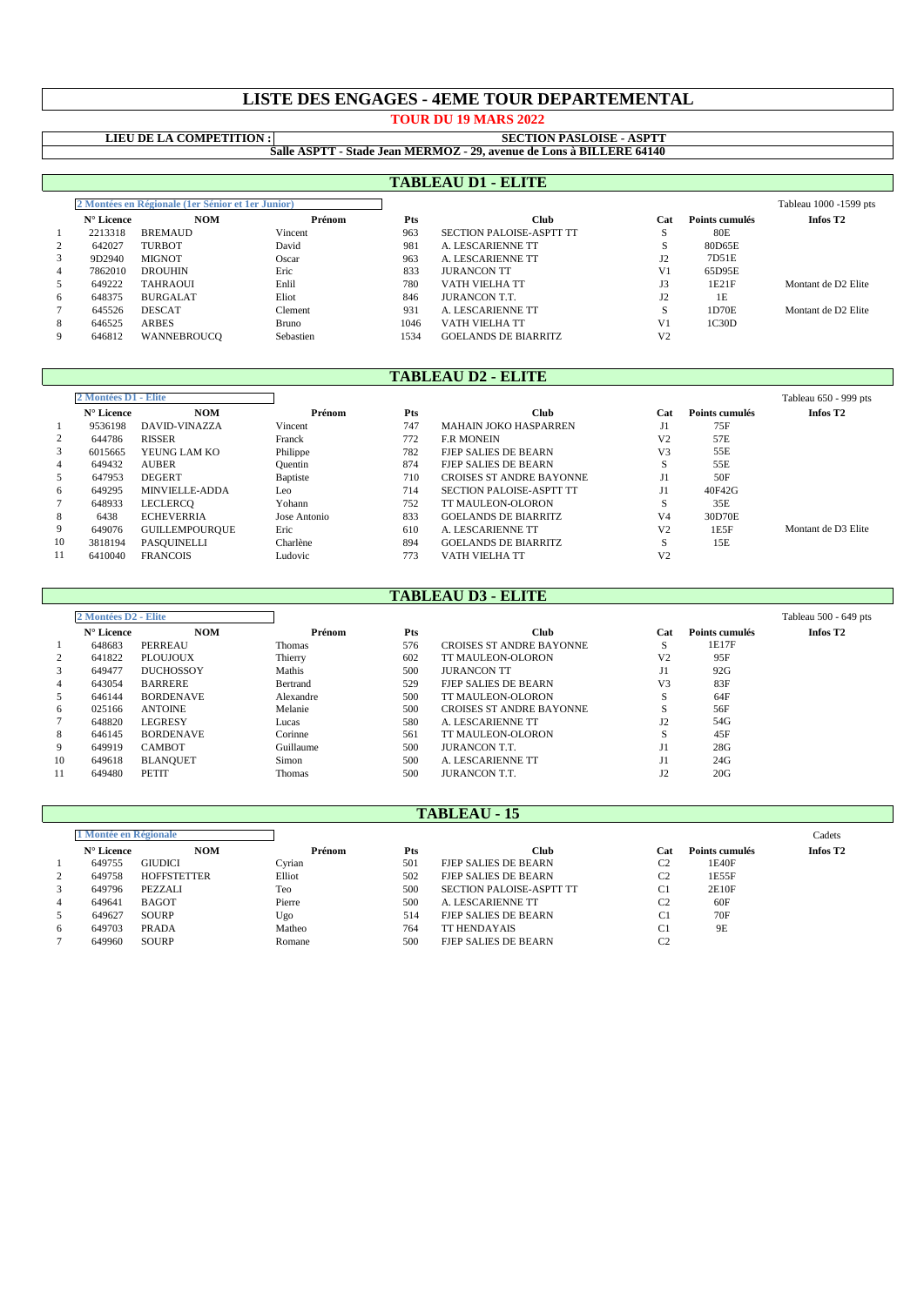# LISTE DES ENGAGES - 4EME TOUR DEPARTEMENTAL

**TOUR DU 19 MARS 2022**

**LIEU DE LA COMPETITION :** **SECTION PASLOISE - ASPTT**

**Salle ASPTT - Stade Jean MERMOZ - 29, avenue de Lons à BILLERE 64140**

## TABLEAU D1 - ELITE

2 Montées en Régionale (1er Sénior et 1er Junior) — Tableau 1000 -1599 pts

| | N° Licence | NOM | Prénom | Pts | Club | Cat | Points cumulés | Infos T2 |
|---|---|---|---|---|---|---|---|---|
| 1 | 2213318 | BREMAUD | Vincent | 963 | SECTION PALOISE-ASPTT TT | S | 80E | |
| 2 | 642027 | TURBOT | David | 981 | A. LESCARIENNE TT | S | 80D65E | |
| 3 | 9D2940 | MIGNOT | Oscar | 963 | A. LESCARIENNE TT | J2 | 7D51E | |
| 4 | 7862010 | DROUHIN | Eric | 833 | JURANCON TT | V1 | 65D95E | |
| 5 | 649222 | TAHRAOUI | Enlil | 780 | VATH VIELHA TT | J3 | 1E21F | Montant de D2 Elite |
| 6 | 648375 | BURGALAT | Eliot | 846 | JURANCON T.T. | J2 | 1E | |
| 7 | 645526 | DESCAT | Clement | 931 | A. LESCARIENNE TT | S | 1D70E | Montant de D2 Elite |
| 8 | 646525 | ARBES | Bruno | 1046 | VATH VIELHA TT | V1 | 1C30D | |
| 9 | 646812 | WANNEBROUCQ | Sebastien | 1534 | GOELANDS DE BIARRITZ | V2 | | |

## TABLEAU D2 - ELITE

2 Montées D1 - Elite — Tableau 650 - 999 pts

| | N° Licence | NOM | Prénom | Pts | Club | Cat | Points cumulés | Infos T2 |
|---|---|---|---|---|---|---|---|---|
| 1 | 9536198 | DAVID-VINAZZA | Vincent | 747 | MAHAIN JOKO HASPARREN | J1 | 75F | |
| 2 | 644786 | RISSER | Franck | 772 | F.R MONEIN | V2 | 57E | |
| 3 | 6015665 | YEUNG LAM KO | Philippe | 782 | FJEP SALIES DE BEARN | V3 | 55E | |
| 4 | 649432 | AUBER | Quentin | 874 | FJEP SALIES DE BEARN | S | 55E | |
| 5 | 647953 | DEGERT | Baptiste | 710 | CROISES ST ANDRE BAYONNE | J1 | 50F | |
| 6 | 649295 | MINVIELLE-ADDA | Leo | 714 | SECTION PALOISE-ASPTT TT | J1 | 40F42G | |
| 7 | 648933 | LECLERCQ | Yohann | 752 | TT MAULEON-OLORON | S | 35E | |
| 8 | 6438 | ECHEVERRIA | Jose Antonio | 833 | GOELANDS DE BIARRITZ | V4 | 30D70E | |
| 9 | 649076 | GUILLEMPOURQUE | Eric | 610 | A. LESCARIENNE TT | V2 | 1E5F | Montant de D3 Elite |
| 10 | 3818194 | PASQUINELLI | Charlène | 894 | GOELANDS DE BIARRITZ | S | 15E | |
| 11 | 6410040 | FRANCOIS | Ludovic | 773 | VATH VIELHA TT | V2 | | |

## TABLEAU D3 - ELITE

2 Montées D2 - Elite — Tableau 500 - 649 pts

| | N° Licence | NOM | Prénom | Pts | Club | Cat | Points cumulés | Infos T2 |
|---|---|---|---|---|---|---|---|---|
| 1 | 648683 | PERREAU | Thomas | 576 | CROISES ST ANDRE BAYONNE | S | 1E17F | |
| 2 | 641822 | PLOUJOUX | Thierry | 602 | TT MAULEON-OLORON | V2 | 95F | |
| 3 | 649477 | DUCHOSSOY | Mathis | 500 | JURANCON TT | J1 | 92G | |
| 4 | 643054 | BARRERE | Bertrand | 529 | FJEP SALIES DE BEARN | V3 | 83F | |
| 5 | 646144 | BORDENAVE | Alexandre | 500 | TT MAULEON-OLORON | S | 64F | |
| 6 | 025166 | ANTOINE | Melanie | 500 | CROISES ST ANDRE BAYONNE | S | 56F | |
| 7 | 648820 | LEGRESY | Lucas | 580 | A. LESCARIENNE TT | J2 | 54G | |
| 8 | 646145 | BORDENAVE | Corinne | 561 | TT MAULEON-OLORON | S | 45F | |
| 9 | 649919 | CAMBOT | Guillaume | 500 | JURANCON T.T. | J1 | 28G | |
| 10 | 649618 | BLANQUET | Simon | 500 | A. LESCARIENNE TT | J1 | 24G | |
| 11 | 649480 | PETIT | Thomas | 500 | JURANCON T.T. | J2 | 20G | |

## TABLEAU - 15

1 Montée en Régionale — Cadets

| | N° Licence | NOM | Prénom | Pts | Club | Cat | Points cumulés | Infos T2 |
|---|---|---|---|---|---|---|---|---|
| 1 | 649755 | GIUDICI | Cyrian | 501 | FJEP SALIES DE BEARN | C2 | 1E40F | |
| 2 | 649758 | HOFFSTETTER | Elliot | 502 | FJEP SALIES DE BEARN | C2 | 1E55F | |
| 3 | 649796 | PEZZALI | Teo | 500 | SECTION PALOISE-ASPTT TT | C1 | 2E10F | |
| 4 | 649641 | BAGOT | Pierre | 500 | A. LESCARIENNE TT | C2 | 60F | |
| 5 | 649627 | SOURP | Ugo | 514 | FJEP SALIES DE BEARN | C1 | 70F | |
| 6 | 649703 | PRADA | Matheo | 764 | TT HENDAYAIS | C1 | 9E | |
| 7 | 649960 | SOURP | Romane | 500 | FJEP SALIES DE BEARN | C2 | | |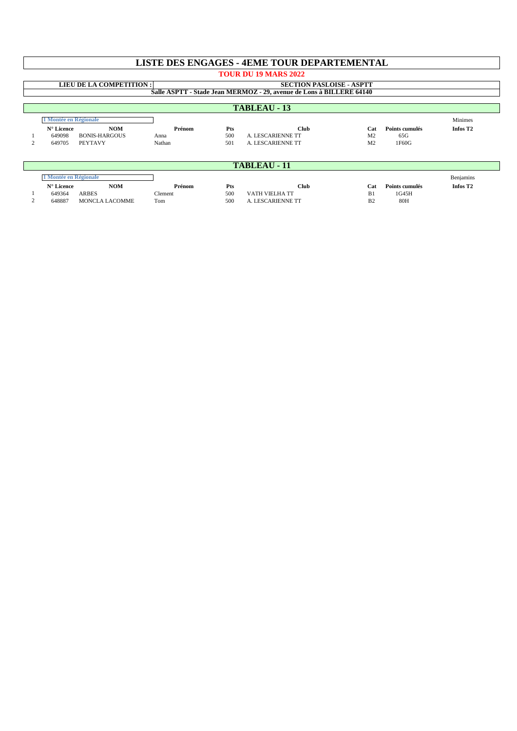# LISTE DES ENGAGES - 4EME TOUR DEPARTEMENTAL

**TOUR DU 19 MARS 2022**

**LIEU DE LA COMPETITION :** **SECTION PASLOISE - ASPTT**

**Salle ASPTT - Stade Jean MERMOZ - 29, avenue de Lons à BILLERE 64140**

## TABLEAU - 13

1 Montée en Régionale

Minimes

| | N° Licence | NOM | Prénom | Pts | Club | Cat | Points cumulés | Infos T2 |
|---|---|---|---|---|---|---|---|---|
| 1 | 649098 | BONIS-HARGOUS | Anna | 500 | A. LESCARIENNE TT | M2 | 65G | |
| 2 | 649705 | PEYTAVY | Nathan | 501 | A. LESCARIENNE TT | M2 | 1F60G | |

## TABLEAU - 11

1 Montée en Régionale

Benjamins

| | N° Licence | NOM | Prénom | Pts | Club | Cat | Points cumulés | Infos T2 |
|---|---|---|---|---|---|---|---|---|
| 1 | 649364 | ARBES | Clement | 500 | VATH VIELHA TT | B1 | 1G45H | |
| 2 | 648887 | MONCLA LACOMME | Tom | 500 | A. LESCARIENNE TT | B2 | 80H | |